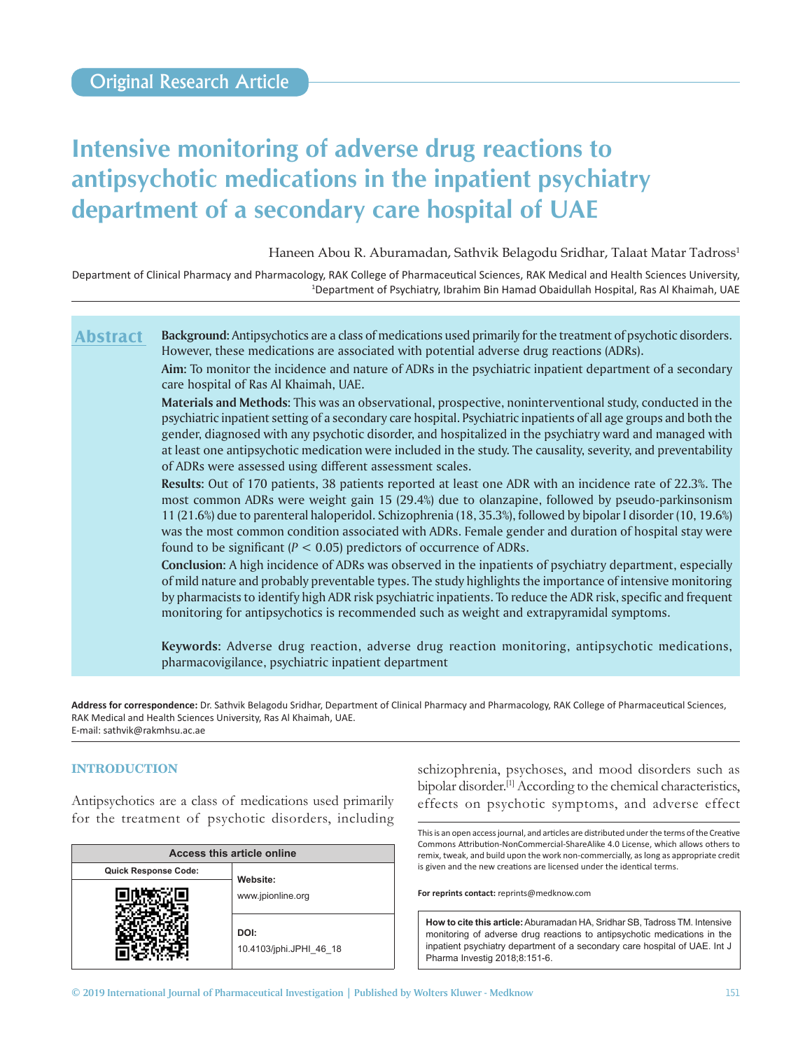Original Research Article

# Intensive monitoring of adverse drug reactions to antipsychotic medications in the inpatient psychiatry department of a secondary care hospital of UAE

Haneen Abou R. Aburamadan, Sathvik Belagodu Sridhar, Talaat Matar Tadross[1]

Department of Clinical Pharmacy and Pharmacology, RAK College of Pharmaceutical Sciences, RAK Medical and Health Sciences University, [1]Department of Psychiatry, Ibrahim Bin Hamad Obaidullah Hospital, Ras Al Khaimah, UAE

## Abstract

**Background:** Antipsychotics are a class of medications used primarily for the treatment of psychotic disorders. However, these medications are associated with potential adverse drug reactions (ADRs).

**Aim:** To monitor the incidence and nature of ADRs in the psychiatric inpatient department of a secondary care hospital of Ras Al Khaimah, UAE.

**Materials and Methods:** This was an observational, prospective, noninterventional study, conducted in the psychiatric inpatient setting of a secondary care hospital. Psychiatric inpatients of all age groups and both the gender, diagnosed with any psychotic disorder, and hospitalized in the psychiatry ward and managed with at least one antipsychotic medication were included in the study. The causality, severity, and preventability of ADRs were assessed using different assessment scales.

**Results:** Out of 170 patients, 38 patients reported at least one ADR with an incidence rate of 22.3%. The most common ADRs were weight gain 15 (29.4%) due to olanzapine, followed by pseudo-parkinsonism 11 (21.6%) due to parenteral haloperidol. Schizophrenia (18, 35.3%), followed by bipolar I disorder (10, 19.6%) was the most common condition associated with ADRs. Female gender and duration of hospital stay were found to be significant ($P < 0.05$) predictors of occurrence of ADRs.

**Conclusion:** A high incidence of ADRs was observed in the inpatients of psychiatry department, especially of mild nature and probably preventable types. The study highlights the importance of intensive monitoring by pharmacists to identify high ADR risk psychiatric inpatients. To reduce the ADR risk, specific and frequent monitoring for antipsychotics is recommended such as weight and extrapyramidal symptoms.

**Keywords:** Adverse drug reaction, adverse drug reaction monitoring, antipsychotic medications, pharmacovigilance, psychiatric inpatient department

**Address for correspondence:** Dr. Sathvik Belagodu Sridhar, Department of Clinical Pharmacy and Pharmacology, RAK College of Pharmaceutical Sciences, RAK Medical and Health Sciences University, Ras Al Khaimah, UAE.
E-mail: sathvik@rakmhsu.ac.ae

## INTRODUCTION

Antipsychotics are a class of medications used primarily for the treatment of psychotic disorders, including schizophrenia, psychoses, and mood disorders such as bipolar disorder.[1] According to the chemical characteristics, effects on psychotic symptoms, and adverse effect

| Access this article online | |
|---|---|
| Quick Response Code: | Website: www.jpionline.org |
| | DOI: 10.4103/jphi.JPHI_46_18 |

This is an open access journal, and articles are distributed under the terms of the Creative Commons Attribution-NonCommercial-ShareAlike 4.0 License, which allows others to remix, tweak, and build upon the work non-commercially, as long as appropriate credit is given and the new creations are licensed under the identical terms.

**For reprints contact:** reprints@medknow.com

**How to cite this article:** Aburamadan HA, Sridhar SB, Tadross TM. Intensive monitoring of adverse drug reactions to antipsychotic medications in the inpatient psychiatry department of a secondary care hospital of UAE. Int J Pharma Investig 2018;8:151-6.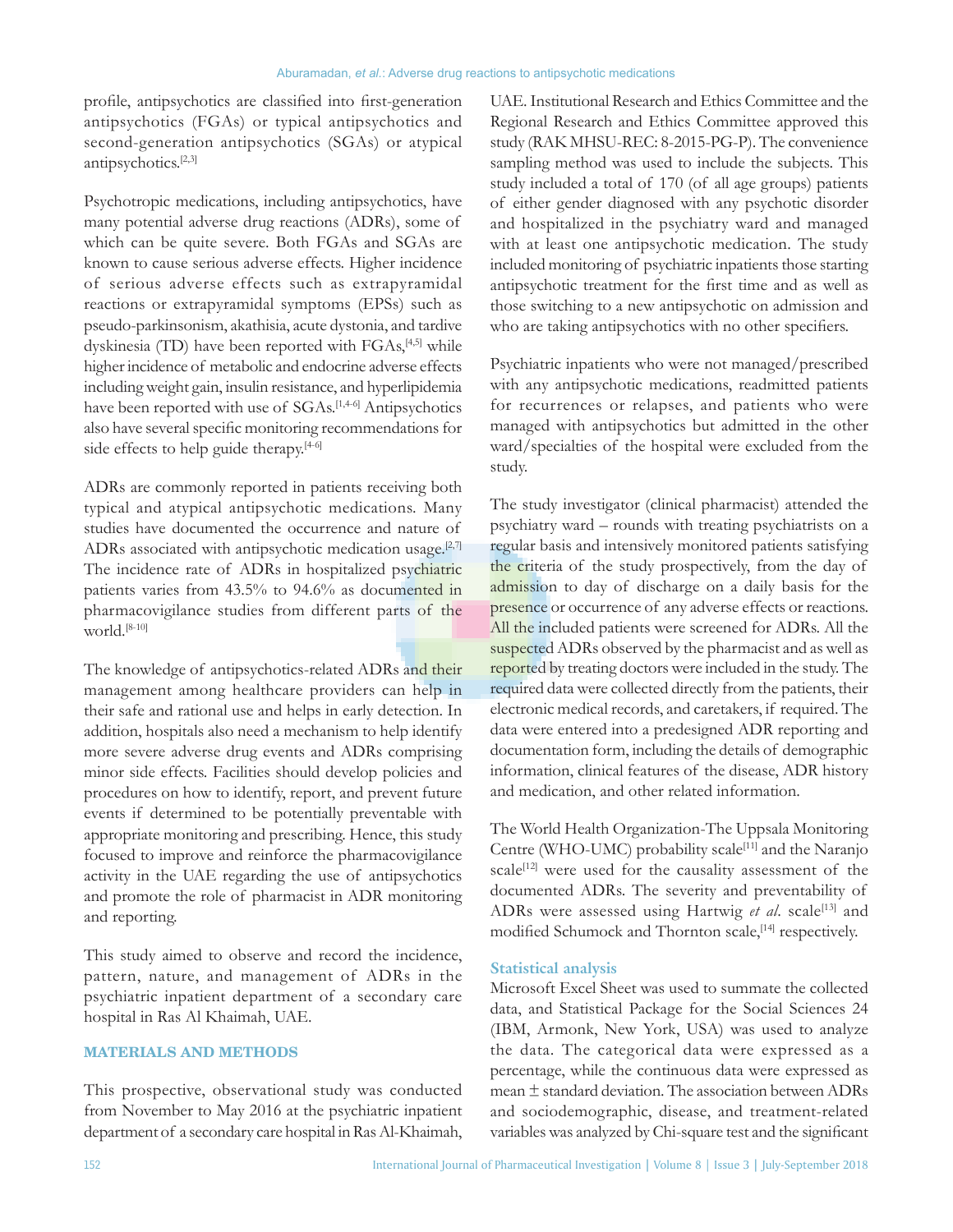profile, antipsychotics are classified into first-generation antipsychotics (FGAs) or typical antipsychotics and second-generation antipsychotics (SGAs) or atypical antipsychotics.[2,3]

Psychotropic medications, including antipsychotics, have many potential adverse drug reactions (ADRs), some of which can be quite severe. Both FGAs and SGAs are known to cause serious adverse effects. Higher incidence of serious adverse effects such as extrapyramidal reactions or extrapyramidal symptoms (EPSs) such as pseudo-parkinsonism, akathisia, acute dystonia, and tardive dyskinesia (TD) have been reported with FGAs,[4,5] while higher incidence of metabolic and endocrine adverse effects including weight gain, insulin resistance, and hyperlipidemia have been reported with use of SGAs.[1,4-6] Antipsychotics also have several specific monitoring recommendations for side effects to help guide therapy.[4-6]

ADRs are commonly reported in patients receiving both typical and atypical antipsychotic medications. Many studies have documented the occurrence and nature of ADRs associated with antipsychotic medication usage.[2,7] The incidence rate of ADRs in hospitalized psychiatric patients varies from 43.5% to 94.6% as documented in pharmacovigilance studies from different parts of the world.[8-10]

The knowledge of antipsychotics-related ADRs and their management among healthcare providers can help in their safe and rational use and helps in early detection. In addition, hospitals also need a mechanism to help identify more severe adverse drug events and ADRs comprising minor side effects. Facilities should develop policies and procedures on how to identify, report, and prevent future events if determined to be potentially preventable with appropriate monitoring and prescribing. Hence, this study focused to improve and reinforce the pharmacovigilance activity in the UAE regarding the use of antipsychotics and promote the role of pharmacist in ADR monitoring and reporting.

This study aimed to observe and record the incidence, pattern, nature, and management of ADRs in the psychiatric inpatient department of a secondary care hospital in Ras Al Khaimah, UAE.

## MATERIALS AND METHODS

This prospective, observational study was conducted from November to May 2016 at the psychiatric inpatient department of a secondary care hospital in Ras Al-Khaimah, UAE. Institutional Research and Ethics Committee and the Regional Research and Ethics Committee approved this study (RAK MHSU-REC: 8-2015-PG-P). The convenience sampling method was used to include the subjects. This study included a total of 170 (of all age groups) patients of either gender diagnosed with any psychotic disorder and hospitalized in the psychiatry ward and managed with at least one antipsychotic medication. The study included monitoring of psychiatric inpatients those starting antipsychotic treatment for the first time and as well as those switching to a new antipsychotic on admission and who are taking antipsychotics with no other specifiers.

Psychiatric inpatients who were not managed/prescribed with any antipsychotic medications, readmitted patients for recurrences or relapses, and patients who were managed with antipsychotics but admitted in the other ward/specialties of the hospital were excluded from the study.

The study investigator (clinical pharmacist) attended the psychiatry ward – rounds with treating psychiatrists on a regular basis and intensively monitored patients satisfying the criteria of the study prospectively, from the day of admission to day of discharge on a daily basis for the presence or occurrence of any adverse effects or reactions. All the included patients were screened for ADRs. All the suspected ADRs observed by the pharmacist and as well as reported by treating doctors were included in the study. The required data were collected directly from the patients, their electronic medical records, and caretakers, if required. The data were entered into a predesigned ADR reporting and documentation form, including the details of demographic information, clinical features of the disease, ADR history and medication, and other related information.

The World Health Organization-The Uppsala Monitoring Centre (WHO-UMC) probability scale[11] and the Naranjo scale[12] were used for the causality assessment of the documented ADRs. The severity and preventability of ADRs were assessed using Hartwig *et al*. scale[13] and modified Schumock and Thornton scale,[14] respectively.

### Statistical analysis

Microsoft Excel Sheet was used to summate the collected data, and Statistical Package for the Social Sciences 24 (IBM, Armonk, New York, USA) was used to analyze the data. The categorical data were expressed as a percentage, while the continuous data were expressed as mean ± standard deviation. The association between ADRs and sociodemographic, disease, and treatment-related variables was analyzed by Chi-square test and the significant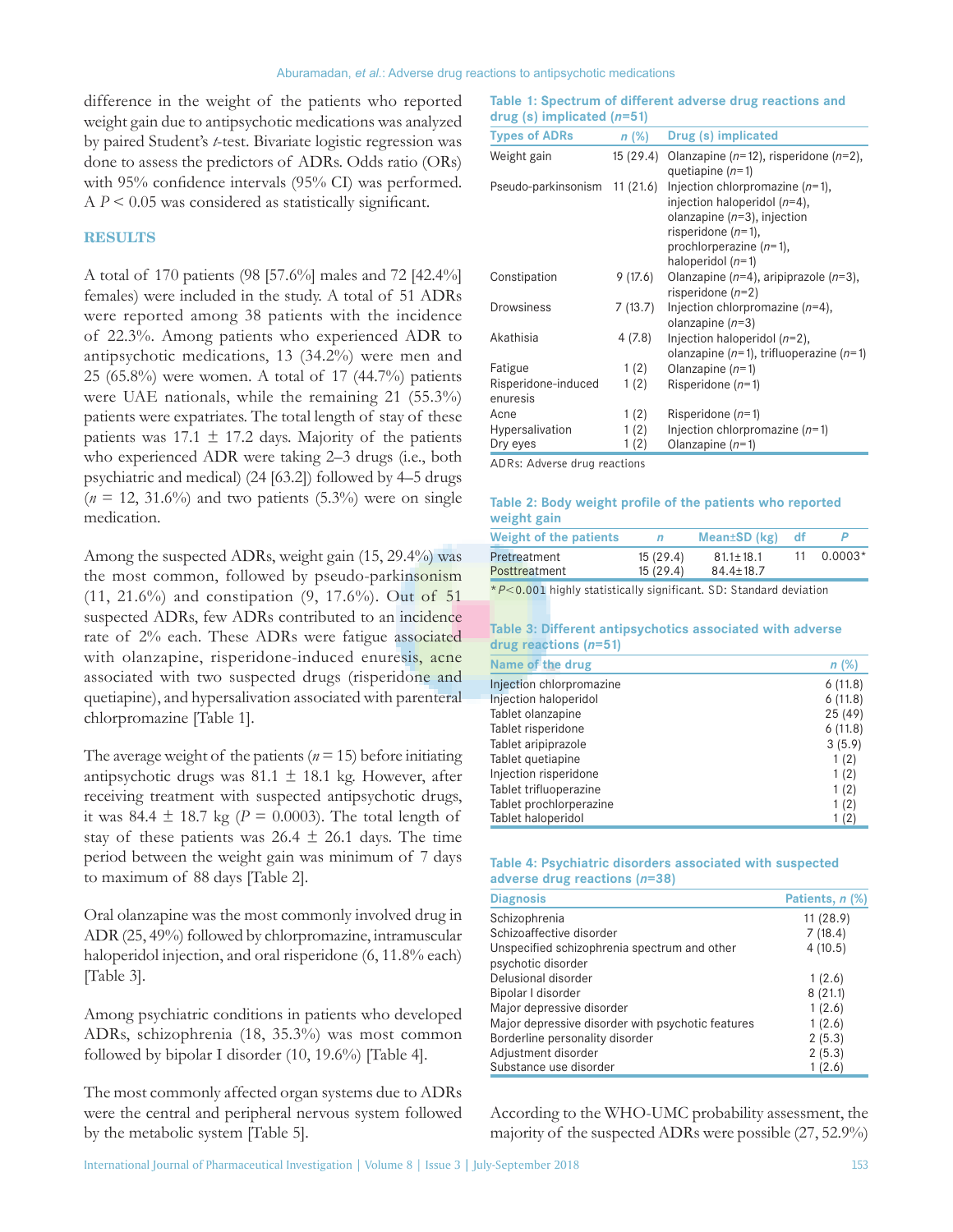difference in the weight of the patients who reported weight gain due to antipsychotic medications was analyzed by paired Student's *t*-test. Bivariate logistic regression was done to assess the predictors of ADRs. Odds ratio (ORs) with 95% confidence intervals (95% CI) was performed. A $P < 0.05$ was considered as statistically significant.

## RESULTS

A total of 170 patients (98 [57.6%] males and 72 [42.4%] females) were included in the study. A total of 51 ADRs were reported among 38 patients with the incidence of 22.3%. Among patients who experienced ADR to antipsychotic medications, 13 (34.2%) were men and 25 (65.8%) were women. A total of 17 (44.7%) patients were UAE nationals, while the remaining 21 (55.3%) patients were expatriates. The total length of stay of these patients was 17.1 ± 17.2 days. Majority of the patients who experienced ADR were taking 2–3 drugs (i.e., both psychiatric and medical) (24 [63.2]) followed by 4–5 drugs ($n$ = 12, 31.6%) and two patients (5.3%) were on single medication.

Among the suspected ADRs, weight gain (15, 29.4%) was the most common, followed by pseudo-parkinsonism (11, 21.6%) and constipation (9, 17.6%). Out of 51 suspected ADRs, few ADRs contributed to an incidence rate of 2% each. These ADRs were fatigue associated with olanzapine, risperidone-induced enuresis, acne associated with two suspected drugs (risperidone and quetiapine), and hypersalivation associated with parenteral chlorpromazine [Table 1].

The average weight of the patients ($n$ = 15) before initiating antipsychotic drugs was 81.1 ± 18.1 kg. However, after receiving treatment with suspected antipsychotic drugs, it was 84.4 ± 18.7 kg ($P$ = 0.0003). The total length of stay of these patients was 26.4 ± 26.1 days. The time period between the weight gain was minimum of 7 days to maximum of 88 days [Table 2].

Oral olanzapine was the most commonly involved drug in ADR (25, 49%) followed by chlorpromazine, intramuscular haloperidol injection, and oral risperidone (6, 11.8% each) [Table 3].

Among psychiatric conditions in patients who developed ADRs, schizophrenia (18, 35.3%) was most common followed by bipolar I disorder (10, 19.6%) [Table 4].

The most commonly affected organ systems due to ADRs were the central and peripheral nervous system followed by the metabolic system [Table 5].

**Table 1: Spectrum of different adverse drug reactions and drug (s) implicated ($n$=51)**

| Types of ADRs | $n$ (%) | Drug (s) implicated |
|---|---|---|
| Weight gain | 15 (29.4) | Olanzapine ($n$=12), risperidone ($n$=2), quetiapine ($n$=1) |
| Pseudo-parkinsonism | 11 (21.6) | Injection chlorpromazine ($n$=1), injection haloperidol ($n$=4), olanzapine ($n$=3), injection risperidone ($n$=1), prochlorperazine ($n$=1), haloperidol ($n$=1) |
| Constipation | 9 (17.6) | Olanzapine ($n$=4), aripiprazole ($n$=3), risperidone ($n$=2) |
| Drowsiness | 7 (13.7) | Injection chlorpromazine ($n$=4), olanzapine ($n$=3) |
| Akathisia | 4 (7.8) | Injection haloperidol ($n$=2), olanzapine ($n$=1), trifluoperazine ($n$=1) |
| Fatigue | 1 (2) | Olanzapine ($n$=1) |
| Risperidone-induced enuresis | 1 (2) | Risperidone ($n$=1) |
| Acne | 1 (2) | Risperidone ($n$=1) |
| Hypersalivation | 1 (2) | Injection chlorpromazine ($n$=1) |
| Dry eyes | 1 (2) | Olanzapine ($n$=1) |

ADRs: Adverse drug reactions

**Table 2: Body weight profile of the patients who reported weight gain**

| Weight of the patients | $n$ | Mean±SD (kg) | df | $P$ |
|---|---|---|---|---|
| Pretreatment | 15 (29.4) | 81.1±18.1 | 11 | 0.0003* |
| Posttreatment | 15 (29.4) | 84.4±18.7 | | |

*$P$<0.001 highly statistically significant. SD: Standard deviation

**Table 3: Different antipsychotics associated with adverse drug reactions ($n$=51)**

| Name of the drug | $n$ (%) |
|---|---|
| Injection chlorpromazine | 6 (11.8) |
| Injection haloperidol | 6 (11.8) |
| Tablet olanzapine | 25 (49) |
| Tablet risperidone | 6 (11.8) |
| Tablet aripiprazole | 3 (5.9) |
| Tablet quetiapine | 1 (2) |
| Injection risperidone | 1 (2) |
| Tablet trifluoperazine | 1 (2) |
| Tablet prochlorperazine | 1 (2) |
| Tablet haloperidol | 1 (2) |

**Table 4: Psychiatric disorders associated with suspected adverse drug reactions ($n$=38)**

| Diagnosis | Patients, $n$ (%) |
|---|---|
| Schizophrenia | 11 (28.9) |
| Schizoaffective disorder | 7 (18.4) |
| Unspecified schizophrenia spectrum and other psychotic disorder | 4 (10.5) |
| Delusional disorder | 1 (2.6) |
| Bipolar I disorder | 8 (21.1) |
| Major depressive disorder | 1 (2.6) |
| Major depressive disorder with psychotic features | 1 (2.6) |
| Borderline personality disorder | 2 (5.3) |
| Adjustment disorder | 2 (5.3) |
| Substance use disorder | 1 (2.6) |

According to the WHO-UMC probability assessment, the majority of the suspected ADRs were possible (27, 52.9%)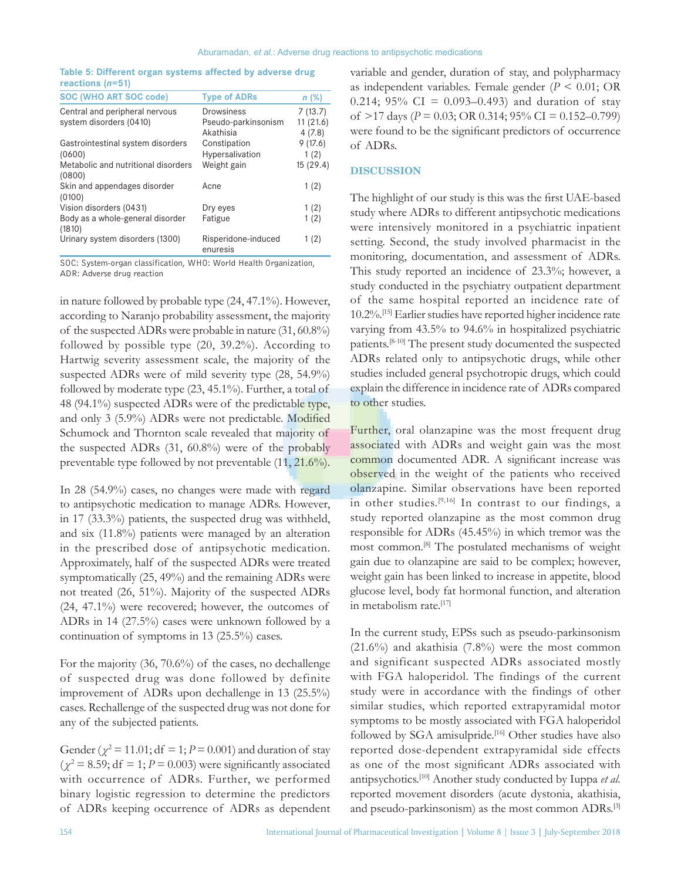**Table 5: Different organ systems affected by adverse drug reactions (*n*=51)**

| SOC (WHO ART SOC code) | Type of ADRs | *n* (%) |
|---|---|---|
| Central and peripheral nervous system disorders (0410) | Drowsiness | 7 (13.7) |
| | Pseudo-parkinsonism | 11 (21.6) |
| | Akathisia | 4 (7.8) |
| Gastrointestinal system disorders (0600) | Constipation | 9 (17.6) |
| | Hypersalivation | 1 (2) |
| Metabolic and nutritional disorders (0800) | Weight gain | 15 (29.4) |
| Skin and appendages disorder (0100) | Acne | 1 (2) |
| Vision disorders (0431) | Dry eyes | 1 (2) |
| Body as a whole-general disorder (1810) | Fatigue | 1 (2) |
| Urinary system disorders (1300) | Risperidone-induced enuresis | 1 (2) |

SOC: System-organ classification, WHO: World Health Organization, ADR: Adverse drug reaction

in nature followed by probable type (24, 47.1%). However, according to Naranjo probability assessment, the majority of the suspected ADRs were probable in nature (31, 60.8%) followed by possible type (20, 39.2%). According to Hartwig severity assessment scale, the majority of the suspected ADRs were of mild severity type (28, 54.9%) followed by moderate type (23, 45.1%). Further, a total of 48 (94.1%) suspected ADRs were of the predictable type, and only 3 (5.9%) ADRs were not predictable. Modified Schumock and Thornton scale revealed that majority of the suspected ADRs (31, 60.8%) were of the probably preventable type followed by not preventable (11, 21.6%).

In 28 (54.9%) cases, no changes were made with regard to antipsychotic medication to manage ADRs. However, in 17 (33.3%) patients, the suspected drug was withheld, and six (11.8%) patients were managed by an alteration in the prescribed dose of antipsychotic medication. Approximately, half of the suspected ADRs were treated symptomatically (25, 49%) and the remaining ADRs were not treated (26, 51%). Majority of the suspected ADRs (24, 47.1%) were recovered; however, the outcomes of ADRs in 14 (27.5%) cases were unknown followed by a continuation of symptoms in 13 (25.5%) cases.

For the majority (36, 70.6%) of the cases, no dechallenge of suspected drug was done followed by definite improvement of ADRs upon dechallenge in 13 (25.5%) cases. Rechallenge of the suspected drug was not done for any of the subjected patients.

Gender ($\chi^2 = 11.01$; df = 1; $P = 0.001$) and duration of stay ($\chi^2 = 8.59$; df = 1; $P = 0.003$) were significantly associated with occurrence of ADRs. Further, we performed binary logistic regression to determine the predictors of ADRs keeping occurrence of ADRs as dependent variable and gender, duration of stay, and polypharmacy as independent variables. Female gender ($P < 0.01$; OR 0.214; 95% CI = 0.093–0.493) and duration of stay of >17 days ($P = 0.03$; OR 0.314; 95% CI = 0.152–0.799) were found to be the significant predictors of occurrence of ADRs.

## DISCUSSION

The highlight of our study is this was the first UAE-based study where ADRs to different antipsychotic medications were intensively monitored in a psychiatric inpatient setting. Second, the study involved pharmacist in the monitoring, documentation, and assessment of ADRs. This study reported an incidence of 23.3%; however, a study conducted in the psychiatry outpatient department of the same hospital reported an incidence rate of 10.2%.[15] Earlier studies have reported higher incidence rate varying from 43.5% to 94.6% in hospitalized psychiatric patients.[8-10] The present study documented the suspected ADRs related only to antipsychotic drugs, while other studies included general psychotropic drugs, which could explain the difference in incidence rate of ADRs compared to other studies.

Further, oral olanzapine was the most frequent drug associated with ADRs and weight gain was the most common documented ADR. A significant increase was observed in the weight of the patients who received olanzapine. Similar observations have been reported in other studies.[9,16] In contrast to our findings, a study reported olanzapine as the most common drug responsible for ADRs (45.45%) in which tremor was the most common.[8] The postulated mechanisms of weight gain due to olanzapine are said to be complex; however, weight gain has been linked to increase in appetite, blood glucose level, body fat hormonal function, and alteration in metabolism rate.[17]

In the current study, EPSs such as pseudo-parkinsonism (21.6%) and akathisia (7.8%) were the most common and significant suspected ADRs associated mostly with FGA haloperidol. The findings of the current study were in accordance with the findings of other similar studies, which reported extrapyramidal motor symptoms to be mostly associated with FGA haloperidol followed by SGA amisulpride.[16] Other studies have also reported dose-dependent extrapyramidal side effects as one of the most significant ADRs associated with antipsychotics.[10] Another study conducted by Iuppa *et al.* reported movement disorders (acute dystonia, akathisia, and pseudo-parkinsonism) as the most common ADRs.[3]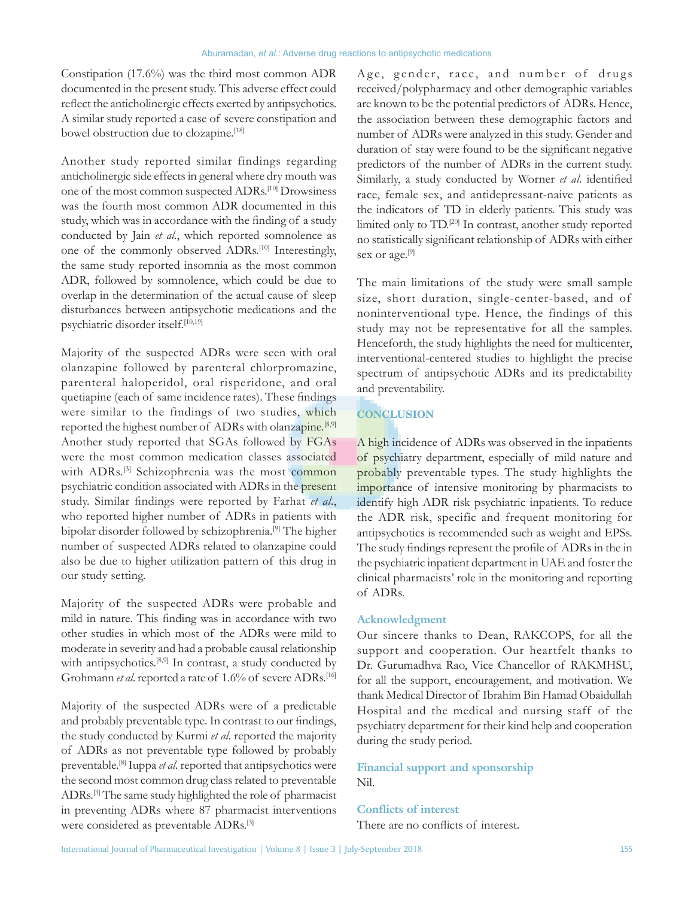Constipation (17.6%) was the third most common ADR documented in the present study. This adverse effect could reflect the anticholinergic effects exerted by antipsychotics. A similar study reported a case of severe constipation and bowel obstruction due to clozapine.[18]

Another study reported similar findings regarding anticholinergic side effects in general where dry mouth was one of the most common suspected ADRs.[10] Drowsiness was the fourth most common ADR documented in this study, which was in accordance with the finding of a study conducted by Jain *et al*., which reported somnolence as one of the commonly observed ADRs.[10] Interestingly, the same study reported insomnia as the most common ADR, followed by somnolence, which could be due to overlap in the determination of the actual cause of sleep disturbances between antipsychotic medications and the psychiatric disorder itself.[10,19]

Majority of the suspected ADRs were seen with oral olanzapine followed by parenteral chlorpromazine, parenteral haloperidol, oral risperidone, and oral quetiapine (each of same incidence rates). These findings were similar to the findings of two studies, which reported the highest number of ADRs with olanzapine.[8,9] Another study reported that SGAs followed by FGAs were the most common medication classes associated with ADRs.[3] Schizophrenia was the most common psychiatric condition associated with ADRs in the present study. Similar findings were reported by Farhat *et al*., who reported higher number of ADRs in patients with bipolar disorder followed by schizophrenia.[9] The higher number of suspected ADRs related to olanzapine could also be due to higher utilization pattern of this drug in our study setting.

Majority of the suspected ADRs were probable and mild in nature. This finding was in accordance with two other studies in which most of the ADRs were mild to moderate in severity and had a probable causal relationship with antipsychotics.[8,9] In contrast, a study conducted by Grohmann *et al*. reported a rate of 1.6% of severe ADRs.[16]

Majority of the suspected ADRs were of a predictable and probably preventable type. In contrast to our findings, the study conducted by Kurmi *et al*. reported the majority of ADRs as not preventable type followed by probably preventable.[8] Iuppa *et al*. reported that antipsychotics were the second most common drug class related to preventable ADRs.[3] The same study highlighted the role of pharmacist in preventing ADRs where 87 pharmacist interventions were considered as preventable ADRs.[3]

Age, gender, race, and number of drugs received/polypharmacy and other demographic variables are known to be the potential predictors of ADRs. Hence, the association between these demographic factors and number of ADRs were analyzed in this study. Gender and duration of stay were found to be the significant negative predictors of the number of ADRs in the current study. Similarly, a study conducted by Worner *et al*. identified race, female sex, and antidepressant-naive patients as the indicators of TD in elderly patients. This study was limited only to TD.[20] In contrast, another study reported no statistically significant relationship of ADRs with either sex or age.[9]

The main limitations of the study were small sample size, short duration, single-center-based, and of noninterventional type. Hence, the findings of this study may not be representative for all the samples. Henceforth, the study highlights the need for multicenter, interventional-centered studies to highlight the precise spectrum of antipsychotic ADRs and its predictability and preventability.

## CONCLUSION

A high incidence of ADRs was observed in the inpatients of psychiatry department, especially of mild nature and probably preventable types. The study highlights the importance of intensive monitoring by pharmacists to identify high ADR risk psychiatric inpatients. To reduce the ADR risk, specific and frequent monitoring for antipsychotics is recommended such as weight and EPSs. The study findings represent the profile of ADRs in the in the psychiatric inpatient department in UAE and foster the clinical pharmacists' role in the monitoring and reporting of ADRs.

### Acknowledgment

Our sincere thanks to Dean, RAKCOPS, for all the support and cooperation. Our heartfelt thanks to Dr. Gurumadhva Rao, Vice Chancellor of RAKMHSU, for all the support, encouragement, and motivation. We thank Medical Director of Ibrahim Bin Hamad Obaidullah Hospital and the medical and nursing staff of the psychiatry department for their kind help and cooperation during the study period.

### Financial support and sponsorship

Nil.

### Conflicts of interest

There are no conflicts of interest.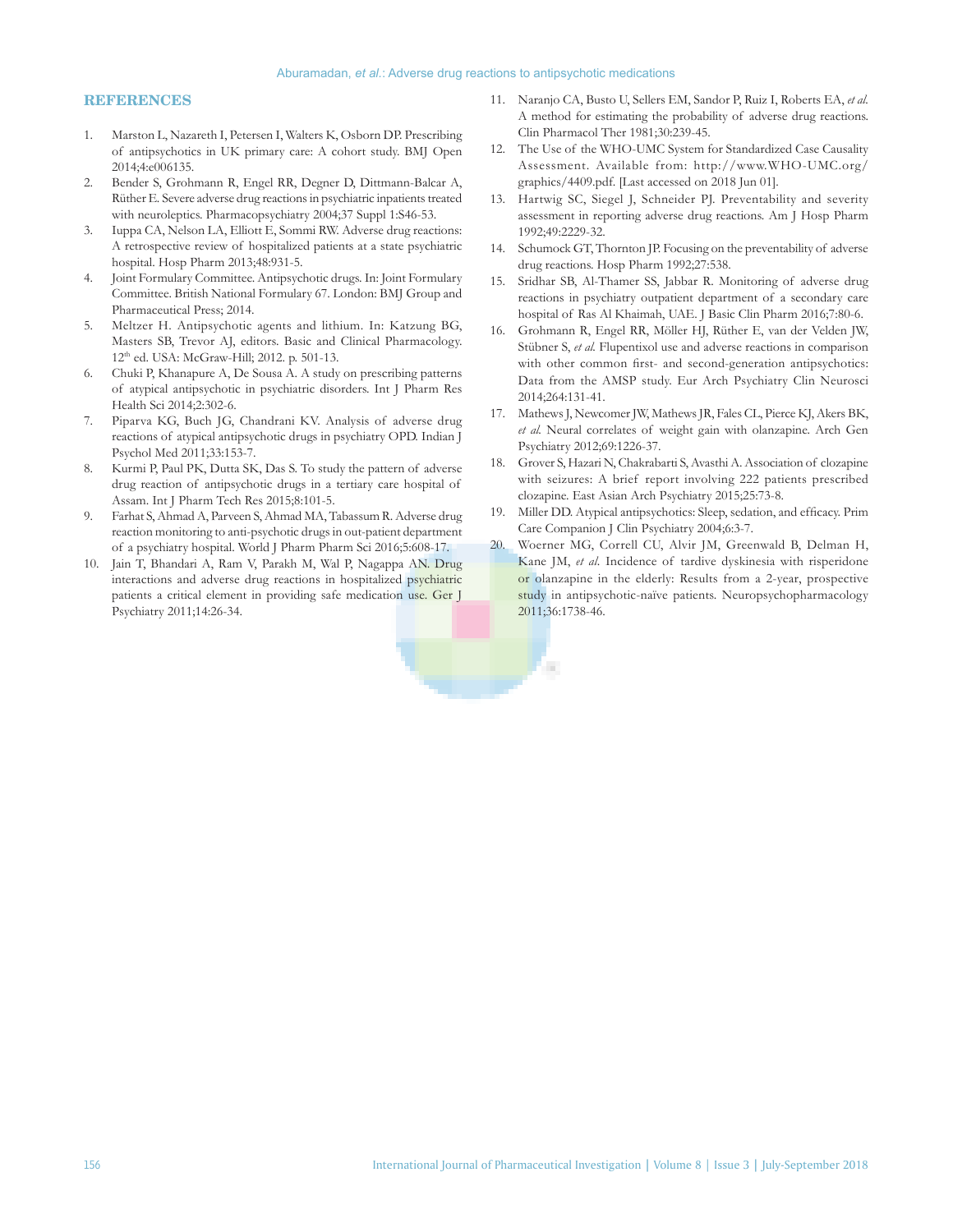## REFERENCES

1. Marston L, Nazareth I, Petersen I, Walters K, Osborn DP. Prescribing of antipsychotics in UK primary care: A cohort study. BMJ Open 2014;4:e006135.
2. Bender S, Grohmann R, Engel RR, Degner D, Dittmann-Balcar A, Rüther E. Severe adverse drug reactions in psychiatric inpatients treated with neuroleptics. Pharmacopsychiatry 2004;37 Suppl 1:S46-53.
3. Iuppa CA, Nelson LA, Elliott E, Sommi RW. Adverse drug reactions: A retrospective review of hospitalized patients at a state psychiatric hospital. Hosp Pharm 2013;48:931-5.
4. Joint Formulary Committee. Antipsychotic drugs. In: Joint Formulary Committee. British National Formulary 67. London: BMJ Group and Pharmaceutical Press; 2014.
5. Meltzer H. Antipsychotic agents and lithium. In: Katzung BG, Masters SB, Trevor AJ, editors. Basic and Clinical Pharmacology. 12th ed. USA: McGraw-Hill; 2012. p. 501-13.
6. Chuki P, Khanapure A, De Sousa A. A study on prescribing patterns of atypical antipsychotic in psychiatric disorders. Int J Pharm Res Health Sci 2014;2:302-6.
7. Piparva KG, Buch JG, Chandrani KV. Analysis of adverse drug reactions of atypical antipsychotic drugs in psychiatry OPD. Indian J Psychol Med 2011;33:153-7.
8. Kurmi P, Paul PK, Dutta SK, Das S. To study the pattern of adverse drug reaction of antipsychotic drugs in a tertiary care hospital of Assam. Int J Pharm Tech Res 2015;8:101-5.
9. Farhat S, Ahmad A, Parveen S, Ahmad MA, Tabassum R. Adverse drug reaction monitoring to anti-psychotic drugs in out-patient department of a psychiatry hospital. World J Pharm Pharm Sci 2016;5:608-17.
10. Jain T, Bhandari A, Ram V, Parakh M, Wal P, Nagappa AN. Drug interactions and adverse drug reactions in hospitalized psychiatric patients a critical element in providing safe medication use. Ger J Psychiatry 2011;14:26-34.
11. Naranjo CA, Busto U, Sellers EM, Sandor P, Ruiz I, Roberts EA, *et al*. A method for estimating the probability of adverse drug reactions. Clin Pharmacol Ther 1981;30:239-45.
12. The Use of the WHO-UMC System for Standardized Case Causality Assessment. Available from: http://www.WHO-UMC.org/graphics/4409.pdf. [Last accessed on 2018 Jun 01].
13. Hartwig SC, Siegel J, Schneider PJ. Preventability and severity assessment in reporting adverse drug reactions. Am J Hosp Pharm 1992;49:2229-32.
14. Schumock GT, Thornton JP. Focusing on the preventability of adverse drug reactions. Hosp Pharm 1992;27:538.
15. Sridhar SB, Al-Thamer SS, Jabbar R. Monitoring of adverse drug reactions in psychiatry outpatient department of a secondary care hospital of Ras Al Khaimah, UAE. J Basic Clin Pharm 2016;7:80-6.
16. Grohmann R, Engel RR, Möller HJ, Rüther E, van der Velden JW, Stübner S, *et al*. Flupentixol use and adverse reactions in comparison with other common first- and second-generation antipsychotics: Data from the AMSP study. Eur Arch Psychiatry Clin Neurosci 2014;264:131-41.
17. Mathews J, Newcomer JW, Mathews JR, Fales CL, Pierce KJ, Akers BK, *et al*. Neural correlates of weight gain with olanzapine. Arch Gen Psychiatry 2012;69:1226-37.
18. Grover S, Hazari N, Chakrabarti S, Avasthi A. Association of clozapine with seizures: A brief report involving 222 patients prescribed clozapine. East Asian Arch Psychiatry 2015;25:73-8.
19. Miller DD. Atypical antipsychotics: Sleep, sedation, and efficacy. Prim Care Companion J Clin Psychiatry 2004;6:3-7.
20. Woerner MG, Correll CU, Alvir JM, Greenwald B, Delman H, Kane JM, *et al*. Incidence of tardive dyskinesia with risperidone or olanzapine in the elderly: Results from a 2-year, prospective study in antipsychotic-naïve patients. Neuropsychopharmacology 2011;36:1738-46.